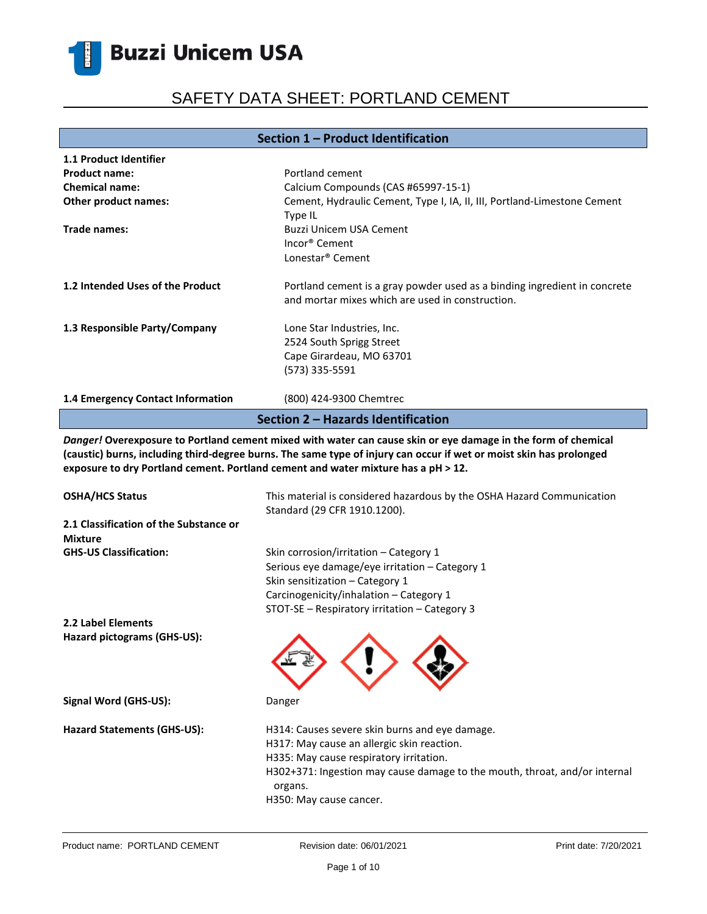Buzzi Unicem USA

# SAFETY DATA SHEET: PORTLAND CEMENT

## Section 1 – Product Identification

**1.1 Product Identifier**

| | |
|---|---|
| **Product name:** | Portland cement |
| **Chemical name:** | Calcium Compounds (CAS #65997-15-1) |
| **Other product names:** | Cement, Hydraulic Cement, Type I, IA, II, III, Portland-Limestone Cement Type IL |
| **Trade names:** | Buzzi Unicem USA Cement<br>Incor® Cement<br>Lonestar® Cement |

**1.2 Intended Uses of the Product**

Portland cement is a gray powder used as a binding ingredient in concrete and mortar mixes which are used in construction.

**1.3 Responsible Party/Company**

Lone Star Industries, Inc.
2524 South Sprigg Street
Cape Girardeau, MO 63701
(573) 335-5591

**1.4 Emergency Contact Information**

(800) 424-9300 Chemtrec

## Section 2 – Hazards Identification

***Danger!*** **Overexposure to Portland cement mixed with water can cause skin or eye damage in the form of chemical (caustic) burns, including third-degree burns. The same type of injury can occur if wet or moist skin has prolonged exposure to dry Portland cement. Portland cement and water mixture has a pH > 12.**

**OSHA/HCS Status**

This material is considered hazardous by the OSHA Hazard Communication Standard (29 CFR 1910.1200).

**2.1 Classification of the Substance or Mixture**

**GHS-US Classification:**

- Skin corrosion/irritation – Category 1
- Serious eye damage/eye irritation – Category 1
- Skin sensitization – Category 1
- Carcinogenicity/inhalation – Category 1
- STOT-SE – Respiratory irritation – Category 3

**2.2 Label Elements**

**Hazard pictograms (GHS-US):**

**Signal Word (GHS-US):** Danger

**Hazard Statements (GHS-US):**

- H314: Causes severe skin burns and eye damage.
- H317: May cause an allergic skin reaction.
- H335: May cause respiratory irritation.
- H302+371: Ingestion may cause damage to the mouth, throat, and/or internal organs.
- H350: May cause cancer.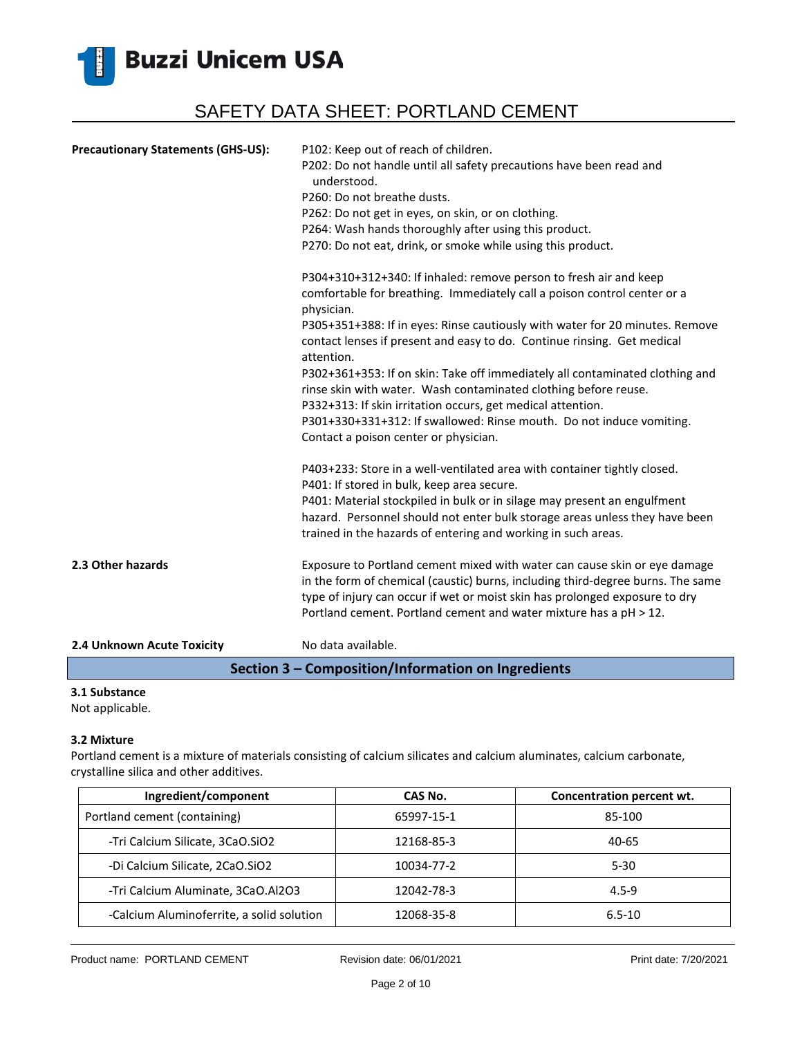**Precautionary Statements (GHS-US):**

P102: Keep out of reach of children.
P202: Do not handle until all safety precautions have been read and understood.
P260: Do not breathe dusts.
P262: Do not get in eyes, on skin, or on clothing.
P264: Wash hands thoroughly after using this product.
P270: Do not eat, drink, or smoke while using this product.

P304+310+312+340: If inhaled: remove person to fresh air and keep comfortable for breathing. Immediately call a poison control center or a physician.
P305+351+388: If in eyes: Rinse cautiously with water for 20 minutes. Remove contact lenses if present and easy to do. Continue rinsing. Get medical attention.
P302+361+353: If on skin: Take off immediately all contaminated clothing and rinse skin with water. Wash contaminated clothing before reuse.
P332+313: If skin irritation occurs, get medical attention.
P301+330+331+312: If swallowed: Rinse mouth. Do not induce vomiting. Contact a poison center or physician.

P403+233: Store in a well-ventilated area with container tightly closed.
P401: If stored in bulk, keep area secure.
P401: Material stockpiled in bulk or in silage may present an engulfment hazard. Personnel should not enter bulk storage areas unless they have been trained in the hazards of entering and working in such areas.

**2.3 Other hazards**

Exposure to Portland cement mixed with water can cause skin or eye damage in the form of chemical (caustic) burns, including third-degree burns. The same type of injury can occur if wet or moist skin has prolonged exposure to dry Portland cement. Portland cement and water mixture has a pH > 12.

**2.4 Unknown Acute Toxicity**

No data available.

## Section 3 – Composition/Information on Ingredients

**3.1 Substance**

Not applicable.

**3.2 Mixture**

Portland cement is a mixture of materials consisting of calcium silicates and calcium aluminates, calcium carbonate, crystalline silica and other additives.

| Ingredient/component | CAS No. | Concentration percent wt. |
|---|---|---|
| Portland cement (containing) | 65997-15-1 | 85-100 |
| -Tri Calcium Silicate, $3CaO.SiO_2$ | 12168-85-3 | 40-65 |
| -Di Calcium Silicate, $2CaO.SiO_2$ | 10034-77-2 | 5-30 |
| -Tri Calcium Aluminate, $3CaO.Al_2O_3$ | 12042-78-3 | 4.5-9 |
| -Calcium Aluminoferrite, a solid solution | 12068-35-8 | 6.5-10 |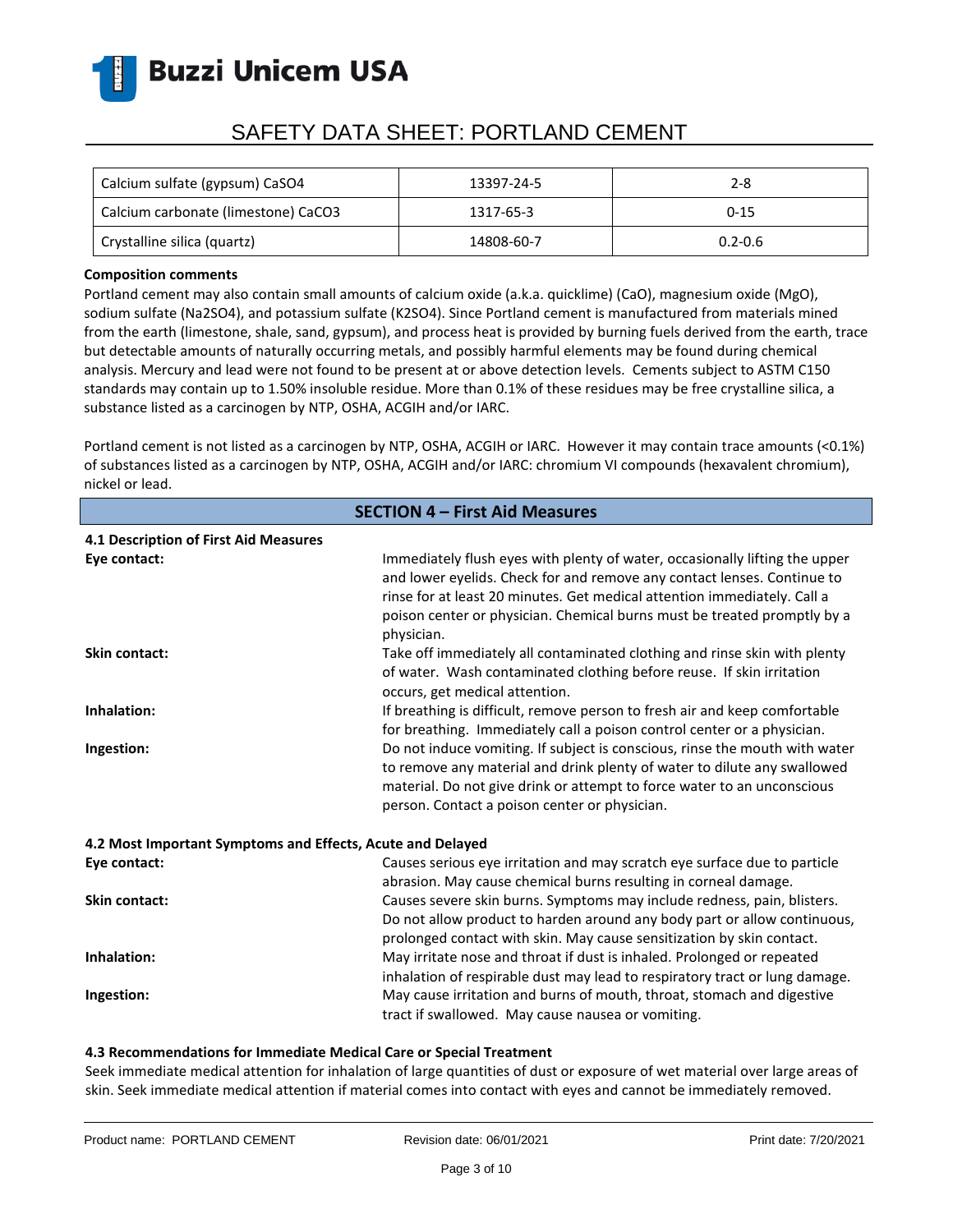| Calcium sulfate (gypsum) $CaSO_4$ | 13397-24-5 | 2-8 |
|---|---|---|
| Calcium carbonate (limestone) $CaCO_3$ | 1317-65-3 | 0-15 |
| Crystalline silica (quartz) | 14808-60-7 | 0.2-0.6 |

**Composition comments**

Portland cement may also contain small amounts of calcium oxide (a.k.a. quicklime) (CaO), magnesium oxide (MgO), sodium sulfate ($Na_2SO_4$), and potassium sulfate ($K_2SO_4$). Since Portland cement is manufactured from materials mined from the earth (limestone, shale, sand, gypsum), and process heat is provided by burning fuels derived from the earth, trace but detectable amounts of naturally occurring metals, and possibly harmful elements may be found during chemical analysis. Mercury and lead were not found to be present at or above detection levels. Cements subject to ASTM C150 standards may contain up to 1.50% insoluble residue. More than 0.1% of these residues may be free crystalline silica, a substance listed as a carcinogen by NTP, OSHA, ACGIH and/or IARC.

Portland cement is not listed as a carcinogen by NTP, OSHA, ACGIH or IARC. However it may contain trace amounts (<0.1%) of substances listed as a carcinogen by NTP, OSHA, ACGIH and/or IARC: chromium VI compounds (hexavalent chromium), nickel or lead.

## SECTION 4 – First Aid Measures

### 4.1 Description of First Aid Measures

**Eye contact:** Immediately flush eyes with plenty of water, occasionally lifting the upper and lower eyelids. Check for and remove any contact lenses. Continue to rinse for at least 20 minutes. Get medical attention immediately. Call a poison center or physician. Chemical burns must be treated promptly by a physician.

**Skin contact:** Take off immediately all contaminated clothing and rinse skin with plenty of water. Wash contaminated clothing before reuse. If skin irritation occurs, get medical attention.

**Inhalation:** If breathing is difficult, remove person to fresh air and keep comfortable for breathing. Immediately call a poison control center or a physician.

**Ingestion:** Do not induce vomiting. If subject is conscious, rinse the mouth with water to remove any material and drink plenty of water to dilute any swallowed material. Do not give drink or attempt to force water to an unconscious person. Contact a poison center or physician.

### 4.2 Most Important Symptoms and Effects, Acute and Delayed

**Eye contact:** Causes serious eye irritation and may scratch eye surface due to particle abrasion. May cause chemical burns resulting in corneal damage.

**Skin contact:** Causes severe skin burns. Symptoms may include redness, pain, blisters. Do not allow product to harden around any body part or allow continuous, prolonged contact with skin. May cause sensitization by skin contact.

**Inhalation:** May irritate nose and throat if dust is inhaled. Prolonged or repeated inhalation of respirable dust may lead to respiratory tract or lung damage.

**Ingestion:** May cause irritation and burns of mouth, throat, stomach and digestive tract if swallowed. May cause nausea or vomiting.

### 4.3 Recommendations for Immediate Medical Care or Special Treatment

Seek immediate medical attention for inhalation of large quantities of dust or exposure of wet material over large areas of skin. Seek immediate medical attention if material comes into contact with eyes and cannot be immediately removed.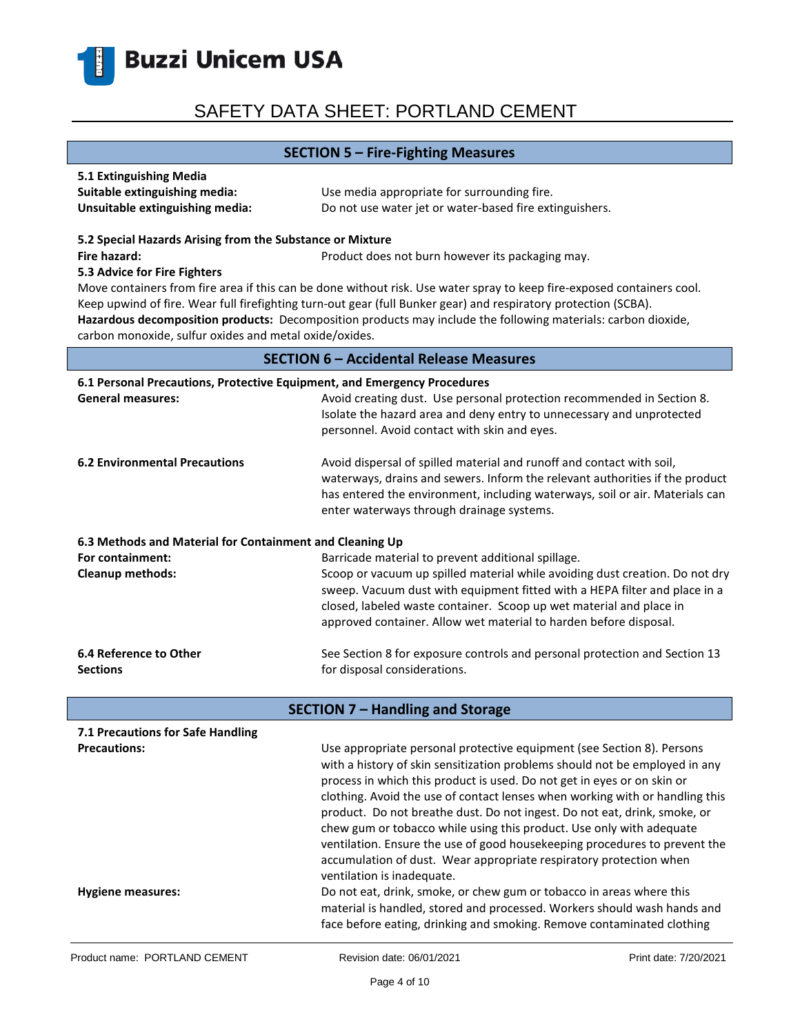## SECTION 5 – Fire-Fighting Measures

**5.1 Extinguishing Media**

**Suitable extinguishing media:** Use media appropriate for surrounding fire.

**Unsuitable extinguishing media:** Do not use water jet or water-based fire extinguishers.

**5.2 Special Hazards Arising from the Substance or Mixture**

**Fire hazard:** Product does not burn however its packaging may.

**5.3 Advice for Fire Fighters**

Move containers from fire area if this can be done without risk. Use water spray to keep fire-exposed containers cool. Keep upwind of fire. Wear full firefighting turn-out gear (full Bunker gear) and respiratory protection (SCBA).

**Hazardous decomposition products:** Decomposition products may include the following materials: carbon dioxide, carbon monoxide, sulfur oxides and metal oxide/oxides.

## SECTION 6 – Accidental Release Measures

**6.1 Personal Precautions, Protective Equipment, and Emergency Procedures**

**General measures:** Avoid creating dust. Use personal protection recommended in Section 8. Isolate the hazard area and deny entry to unnecessary and unprotected personnel. Avoid contact with skin and eyes.

**6.2 Environmental Precautions** Avoid dispersal of spilled material and runoff and contact with soil, waterways, drains and sewers. Inform the relevant authorities if the product has entered the environment, including waterways, soil or air. Materials can enter waterways through drainage systems.

**6.3 Methods and Material for Containment and Cleaning Up**

**For containment:** Barricade material to prevent additional spillage.

**Cleanup methods:** Scoop or vacuum up spilled material while avoiding dust creation. Do not dry sweep. Vacuum dust with equipment fitted with a HEPA filter and place in a closed, labeled waste container. Scoop up wet material and place in approved container. Allow wet material to harden before disposal.

**6.4 Reference to Other Sections** See Section 8 for exposure controls and personal protection and Section 13 for disposal considerations.

## SECTION 7 – Handling and Storage

**7.1 Precautions for Safe Handling**

**Precautions:** Use appropriate personal protective equipment (see Section 8). Persons with a history of skin sensitization problems should not be employed in any process in which this product is used. Do not get in eyes or on skin or clothing. Avoid the use of contact lenses when working with or handling this product. Do not breathe dust. Do not ingest. Do not eat, drink, smoke, or chew gum or tobacco while using this product. Use only with adequate ventilation. Ensure the use of good housekeeping procedures to prevent the accumulation of dust. Wear appropriate respiratory protection when ventilation is inadequate.

**Hygiene measures:** Do not eat, drink, smoke, or chew gum or tobacco in areas where this material is handled, stored and processed. Workers should wash hands and face before eating, drinking and smoking. Remove contaminated clothing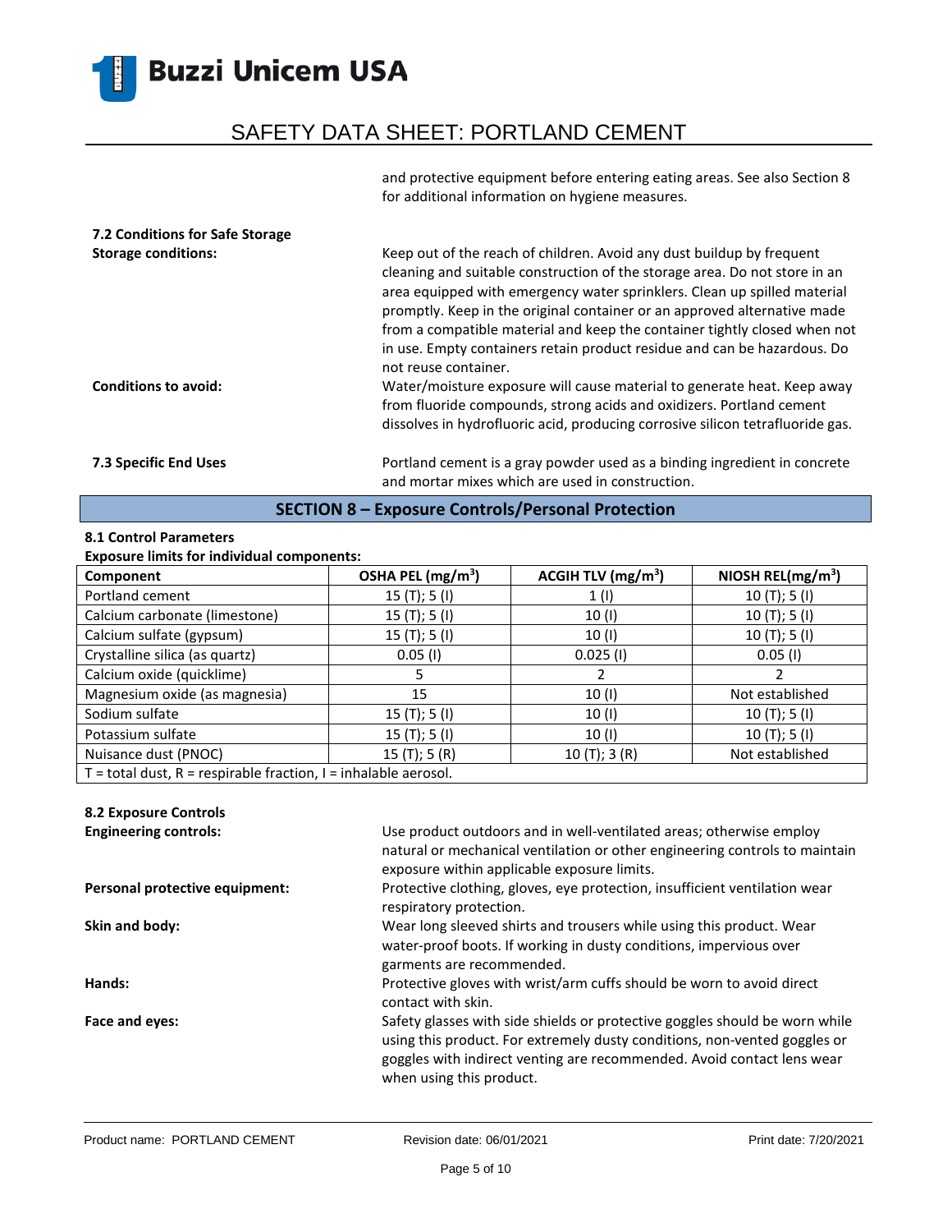and protective equipment before entering eating areas. See also Section 8 for additional information on hygiene measures.

**7.2 Conditions for Safe Storage**

**Storage conditions:** Keep out of the reach of children. Avoid any dust buildup by frequent cleaning and suitable construction of the storage area. Do not store in an area equipped with emergency water sprinklers. Clean up spilled material promptly. Keep in the original container or an approved alternative made from a compatible material and keep the container tightly closed when not in use. Empty containers retain product residue and can be hazardous. Do not reuse container.

**Conditions to avoid:** Water/moisture exposure will cause material to generate heat. Keep away from fluoride compounds, strong acids and oxidizers. Portland cement dissolves in hydrofluoric acid, producing corrosive silicon tetrafluoride gas.

**7.3 Specific End Uses** Portland cement is a gray powder used as a binding ingredient in concrete and mortar mixes which are used in construction.

## SECTION 8 – Exposure Controls/Personal Protection

**8.1 Control Parameters**

**Exposure limits for individual components:**

| Component | OSHA PEL (mg/m$^3$) | ACGIH TLV (mg/m$^3$) | NIOSH REL(mg/m$^3$) |
|---|---|---|---|
| Portland cement | 15 (T); 5 (I) | 1 (I) | 10 (T); 5 (I) |
| Calcium carbonate (limestone) | 15 (T); 5 (I) | 10 (I) | 10 (T); 5 (I) |
| Calcium sulfate (gypsum) | 15 (T); 5 (I) | 10 (I) | 10 (T); 5 (I) |
| Crystalline silica (as quartz) | 0.05 (I) | 0.025 (I) | 0.05 (I) |
| Calcium oxide (quicklime) | 5 | 2 | 2 |
| Magnesium oxide (as magnesia) | 15 | 10 (I) | Not established |
| Sodium sulfate | 15 (T); 5 (I) | 10 (I) | 10 (T); 5 (I) |
| Potassium sulfate | 15 (T); 5 (I) | 10 (I) | 10 (T); 5 (I) |
| Nuisance dust (PNOC) | 15 (T); 5 (R) | 10 (T); 3 (R) | Not established |
| T = total dust, R = respirable fraction, I = inhalable aerosol. | | | |

**8.2 Exposure Controls**

**Engineering controls:** Use product outdoors and in well-ventilated areas; otherwise employ natural or mechanical ventilation or other engineering controls to maintain exposure within applicable exposure limits.

**Personal protective equipment:** Protective clothing, gloves, eye protection, insufficient ventilation wear respiratory protection.

**Skin and body:** Wear long sleeved shirts and trousers while using this product. Wear water-proof boots. If working in dusty conditions, impervious over garments are recommended.

**Hands:** Protective gloves with wrist/arm cuffs should be worn to avoid direct contact with skin.

**Face and eyes:** Safety glasses with side shields or protective goggles should be worn while using this product. For extremely dusty conditions, non-vented goggles or goggles with indirect venting are recommended. Avoid contact lens wear when using this product.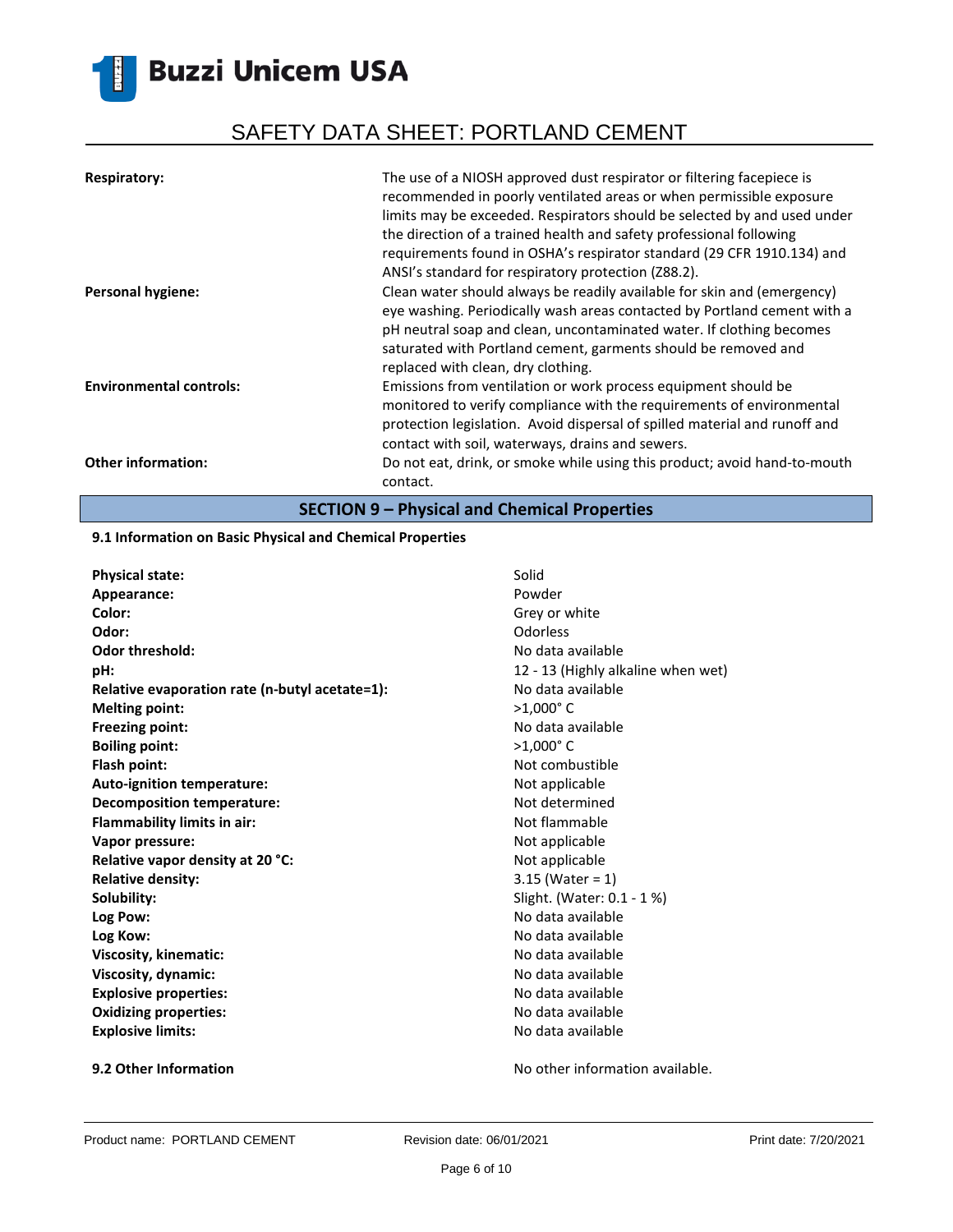| | |
|---|---|
| **Respiratory:** | The use of a NIOSH approved dust respirator or filtering facepiece is recommended in poorly ventilated areas or when permissible exposure limits may be exceeded. Respirators should be selected by and used under the direction of a trained health and safety professional following requirements found in OSHA's respirator standard (29 CFR 1910.134) and ANSI's standard for respiratory protection (Z88.2). |
| **Personal hygiene:** | Clean water should always be readily available for skin and (emergency) eye washing. Periodically wash areas contacted by Portland cement with a pH neutral soap and clean, uncontaminated water. If clothing becomes saturated with Portland cement, garments should be removed and replaced with clean, dry clothing. |
| **Environmental controls:** | Emissions from ventilation or work process equipment should be monitored to verify compliance with the requirements of environmental protection legislation. Avoid dispersal of spilled material and runoff and contact with soil, waterways, drains and sewers. |
| **Other information:** | Do not eat, drink, or smoke while using this product; avoid hand-to-mouth contact. |

## SECTION 9 – Physical and Chemical Properties

### 9.1 Information on Basic Physical and Chemical Properties

| | |
|---|---|
| **Physical state:** | Solid |
| **Appearance:** | Powder |
| **Color:** | Grey or white |
| **Odor:** | Odorless |
| **Odor threshold:** | No data available |
| **pH:** | 12 - 13 (Highly alkaline when wet) |
| **Relative evaporation rate (n-butyl acetate=1):** | No data available |
| **Melting point:** | >1,000° C |
| **Freezing point:** | No data available |
| **Boiling point:** | >1,000° C |
| **Flash point:** | Not combustible |
| **Auto-ignition temperature:** | Not applicable |
| **Decomposition temperature:** | Not determined |
| **Flammability limits in air:** | Not flammable |
| **Vapor pressure:** | Not applicable |
| **Relative vapor density at 20 °C:** | Not applicable |
| **Relative density:** | 3.15 (Water = 1) |
| **Solubility:** | Slight. (Water: 0.1 - 1 %) |
| **Log Pow:** | No data available |
| **Log Kow:** | No data available |
| **Viscosity, kinematic:** | No data available |
| **Viscosity, dynamic:** | No data available |
| **Explosive properties:** | No data available |
| **Oxidizing properties:** | No data available |
| **Explosive limits:** | No data available |

### 9.2 Other Information

No other information available.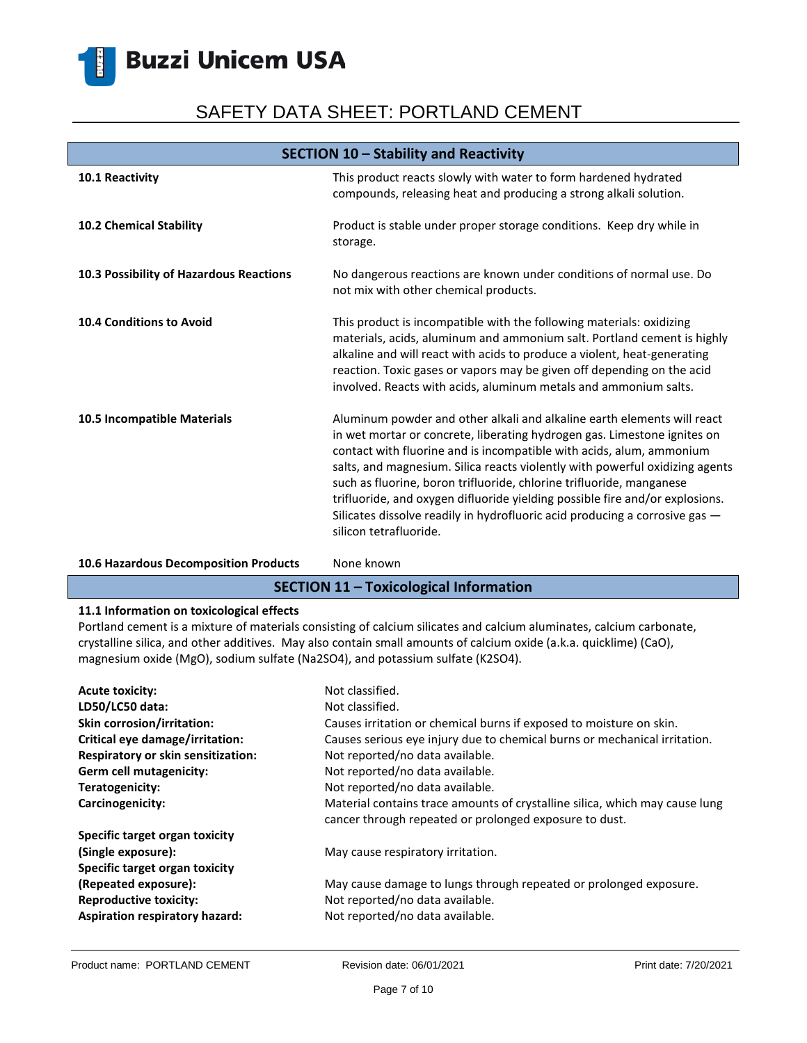## SECTION 10 – Stability and Reactivity

| | |
|---|---|
| **10.1 Reactivity** | This product reacts slowly with water to form hardened hydrated compounds, releasing heat and producing a strong alkali solution. |
| **10.2 Chemical Stability** | Product is stable under proper storage conditions. Keep dry while in storage. |
| **10.3 Possibility of Hazardous Reactions** | No dangerous reactions are known under conditions of normal use. Do not mix with other chemical products. |
| **10.4 Conditions to Avoid** | This product is incompatible with the following materials: oxidizing materials, acids, aluminum and ammonium salt. Portland cement is highly alkaline and will react with acids to produce a violent, heat-generating reaction. Toxic gases or vapors may be given off depending on the acid involved. Reacts with acids, aluminum metals and ammonium salts. |
| **10.5 Incompatible Materials** | Aluminum powder and other alkali and alkaline earth elements will react in wet mortar or concrete, liberating hydrogen gas. Limestone ignites on contact with fluorine and is incompatible with acids, alum, ammonium salts, and magnesium. Silica reacts violently with powerful oxidizing agents such as fluorine, boron trifluoride, chlorine trifluoride, manganese trifluoride, and oxygen difluoride yielding possible fire and/or explosions. Silicates dissolve readily in hydrofluoric acid producing a corrosive gas — silicon tetrafluoride. |
| **10.6 Hazardous Decomposition Products** | None known |

## SECTION 11 – Toxicological Information

**11.1 Information on toxicological effects**

Portland cement is a mixture of materials consisting of calcium silicates and calcium aluminates, calcium carbonate, crystalline silica, and other additives. May also contain small amounts of calcium oxide (a.k.a. quicklime) ($CaO$), magnesium oxide ($MgO$), sodium sulfate ($Na_2SO_4$), and potassium sulfate ($K_2SO_4$).

| | |
|---|---|
| **Acute toxicity:** | Not classified. |
| **LD50/LC50 data:** | Not classified. |
| **Skin corrosion/irritation:** | Causes irritation or chemical burns if exposed to moisture on skin. |
| **Critical eye damage/irritation:** | Causes serious eye injury due to chemical burns or mechanical irritation. |
| **Respiratory or skin sensitization:** | Not reported/no data available. |
| **Germ cell mutagenicity:** | Not reported/no data available. |
| **Teratogenicity:** | Not reported/no data available. |
| **Carcinogenicity:** | Material contains trace amounts of crystalline silica, which may cause lung cancer through repeated or prolonged exposure to dust. |
| **Specific target organ toxicity (Single exposure):** | May cause respiratory irritation. |
| **Specific target organ toxicity (Repeated exposure):** | May cause damage to lungs through repeated or prolonged exposure. |
| **Reproductive toxicity:** | Not reported/no data available. |
| **Aspiration respiratory hazard:** | Not reported/no data available. |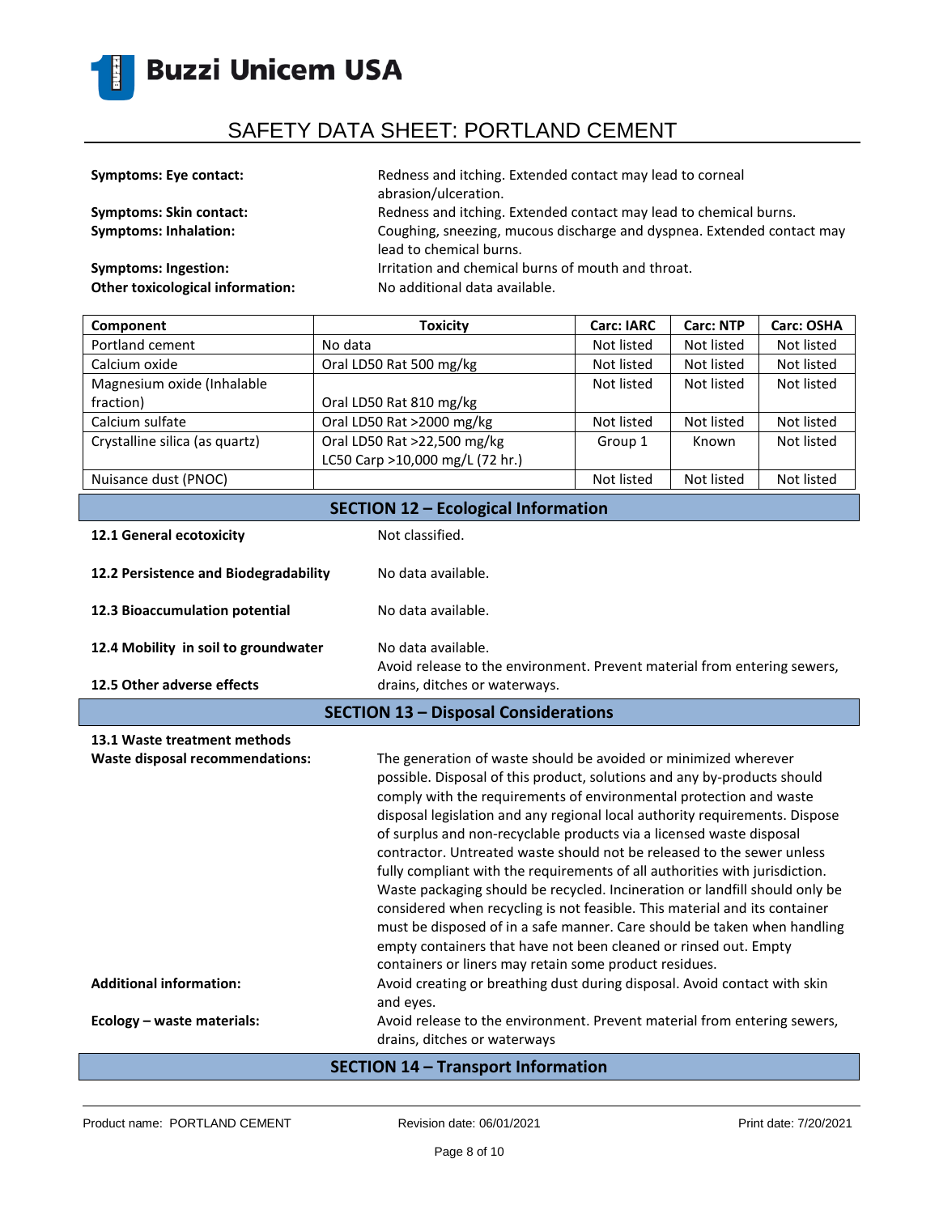**Symptoms: Eye contact:** Redness and itching. Extended contact may lead to corneal abrasion/ulceration.

**Symptoms: Skin contact:** Redness and itching. Extended contact may lead to chemical burns.

**Symptoms: Inhalation:** Coughing, sneezing, mucous discharge and dyspnea. Extended contact may lead to chemical burns.

**Symptoms: Ingestion:** Irritation and chemical burns of mouth and throat.

**Other toxicological information:** No additional data available.

| Component | Toxicity | Carc: IARC | Carc: NTP | Carc: OSHA |
|---|---|---|---|---|
| Portland cement | No data | Not listed | Not listed | Not listed |
| Calcium oxide | Oral LD50 Rat 500 mg/kg | Not listed | Not listed | Not listed |
| Magnesium oxide (Inhalable fraction) | Oral LD50 Rat 810 mg/kg | Not listed | Not listed | Not listed |
| Calcium sulfate | Oral LD50 Rat >2000 mg/kg | Not listed | Not listed | Not listed |
| Crystalline silica (as quartz) | Oral LD50 Rat >22,500 mg/kg<br>LC50 Carp >10,000 mg/L (72 hr.) | Group 1 | Known | Not listed |
| Nuisance dust (PNOC) | | Not listed | Not listed | Not listed |

## SECTION 12 – Ecological Information

**12.1 General ecotoxicity** Not classified.

**12.2 Persistence and Biodegradability** No data available.

**12.3 Bioaccumulation potential** No data available.

**12.4 Mobility in soil to groundwater** No data available.

**12.5 Other adverse effects** Avoid release to the environment. Prevent material from entering sewers, drains, ditches or waterways.

## SECTION 13 – Disposal Considerations

**13.1 Waste treatment methods**

**Waste disposal recommendations:** The generation of waste should be avoided or minimized wherever possible. Disposal of this product, solutions and any by-products should comply with the requirements of environmental protection and waste disposal legislation and any regional local authority requirements. Dispose of surplus and non-recyclable products via a licensed waste disposal contractor. Untreated waste should not be released to the sewer unless fully compliant with the requirements of all authorities with jurisdiction. Waste packaging should be recycled. Incineration or landfill should only be considered when recycling is not feasible. This material and its container must be disposed of in a safe manner. Care should be taken when handling empty containers that have not been cleaned or rinsed out. Empty containers or liners may retain some product residues.

**Additional information:** Avoid creating or breathing dust during disposal. Avoid contact with skin and eyes.

**Ecology – waste materials:** Avoid release to the environment. Prevent material from entering sewers, drains, ditches or waterways

## SECTION 14 – Transport Information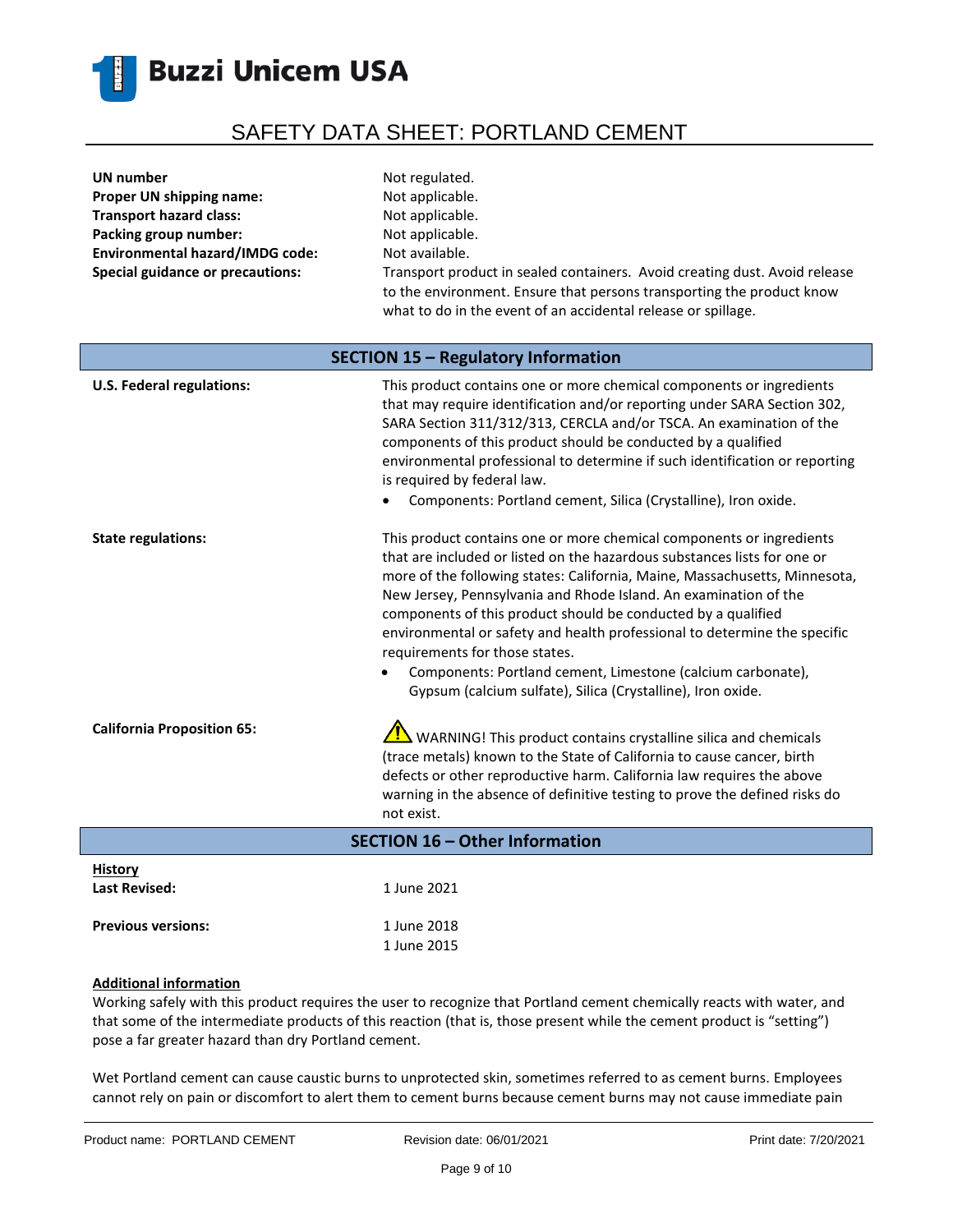| | |
|---|---|
| **UN number** | Not regulated. |
| **Proper UN shipping name:** | Not applicable. |
| **Transport hazard class:** | Not applicable. |
| **Packing group number:** | Not applicable. |
| **Environmental hazard/IMDG code:** | Not available. |
| **Special guidance or precautions:** | Transport product in sealed containers. Avoid creating dust. Avoid release to the environment. Ensure that persons transporting the product know what to do in the event of an accidental release or spillage. |

## SECTION 15 – Regulatory Information

**U.S. Federal regulations:**

This product contains one or more chemical components or ingredients that may require identification and/or reporting under SARA Section 302, SARA Section 311/312/313, CERCLA and/or TSCA. An examination of the components of this product should be conducted by a qualified environmental professional to determine if such identification or reporting is required by federal law.

- Components: Portland cement, Silica (Crystalline), Iron oxide.

**State regulations:**

This product contains one or more chemical components or ingredients that are included or listed on the hazardous substances lists for one or more of the following states: California, Maine, Massachusetts, Minnesota, New Jersey, Pennsylvania and Rhode Island. An examination of the components of this product should be conducted by a qualified environmental or safety and health professional to determine the specific requirements for those states.

- Components: Portland cement, Limestone (calcium carbonate), Gypsum (calcium sulfate), Silica (Crystalline), Iron oxide.

**California Proposition 65:**

⚠ WARNING! This product contains crystalline silica and chemicals (trace metals) known to the State of California to cause cancer, birth defects or other reproductive harm. California law requires the above warning in the absence of definitive testing to prove the defined risks do not exist.

## SECTION 16 – Other Information

**History**

| | |
|---|---|
| **Last Revised:** | 1 June 2021 |
| **Previous versions:** | 1 June 2018 <br> 1 June 2015 |

**Additional information**

Working safely with this product requires the user to recognize that Portland cement chemically reacts with water, and that some of the intermediate products of this reaction (that is, those present while the cement product is "setting") pose a far greater hazard than dry Portland cement.

Wet Portland cement can cause caustic burns to unprotected skin, sometimes referred to as cement burns. Employees cannot rely on pain or discomfort to alert them to cement burns because cement burns may not cause immediate pain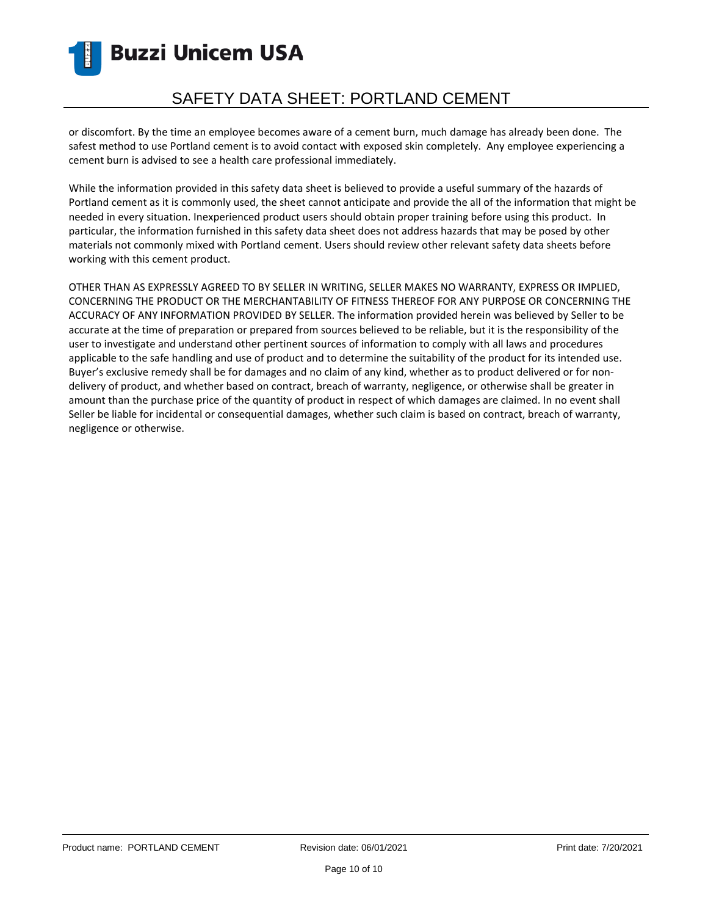or discomfort. By the time an employee becomes aware of a cement burn, much damage has already been done. The safest method to use Portland cement is to avoid contact with exposed skin completely. Any employee experiencing a cement burn is advised to see a health care professional immediately.

While the information provided in this safety data sheet is believed to provide a useful summary of the hazards of Portland cement as it is commonly used, the sheet cannot anticipate and provide the all of the information that might be needed in every situation. Inexperienced product users should obtain proper training before using this product. In particular, the information furnished in this safety data sheet does not address hazards that may be posed by other materials not commonly mixed with Portland cement. Users should review other relevant safety data sheets before working with this cement product.

OTHER THAN AS EXPRESSLY AGREED TO BY SELLER IN WRITING, SELLER MAKES NO WARRANTY, EXPRESS OR IMPLIED, CONCERNING THE PRODUCT OR THE MERCHANTABILITY OF FITNESS THEREOF FOR ANY PURPOSE OR CONCERNING THE ACCURACY OF ANY INFORMATION PROVIDED BY SELLER. The information provided herein was believed by Seller to be accurate at the time of preparation or prepared from sources believed to be reliable, but it is the responsibility of the user to investigate and understand other pertinent sources of information to comply with all laws and procedures applicable to the safe handling and use of product and to determine the suitability of the product for its intended use. Buyer's exclusive remedy shall be for damages and no claim of any kind, whether as to product delivered or for non-delivery of product, and whether based on contract, breach of warranty, negligence, or otherwise shall be greater in amount than the purchase price of the quantity of product in respect of which damages are claimed. In no event shall Seller be liable for incidental or consequential damages, whether such claim is based on contract, breach of warranty, negligence or otherwise.